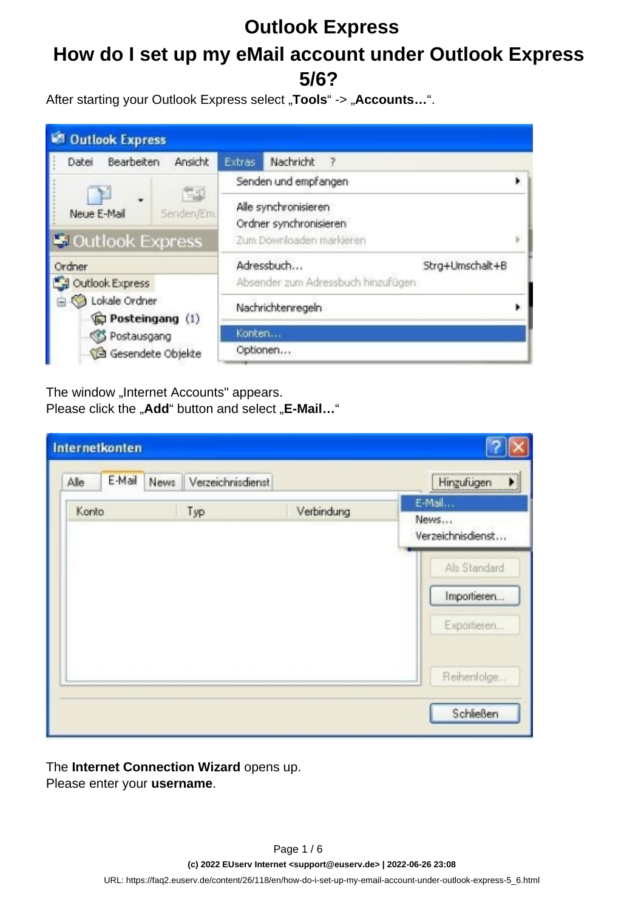# Outlook Express

## How do I set up my eMail account under Outlook Express 5/6?

After starting your Outlook Express select „**Tools**“ -> „**Accounts…**“.

The window „Internet Accounts" appears.
Please click the „**Add**“ button and select „**E-Mail…**“

The **Internet Connection Wizard** opens up.
Please enter your **username**.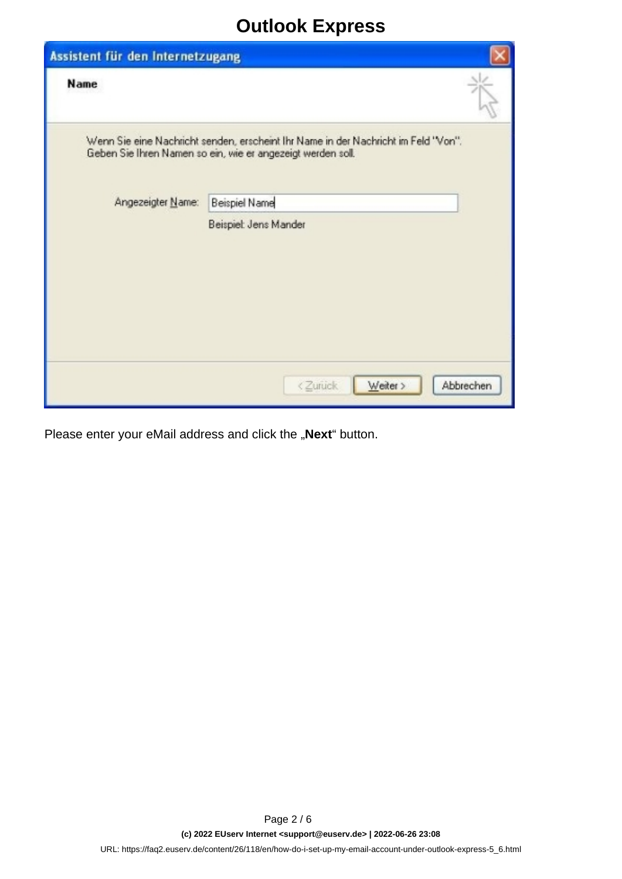# Outlook Express

Please enter your eMail address and click the „**Next**“ button.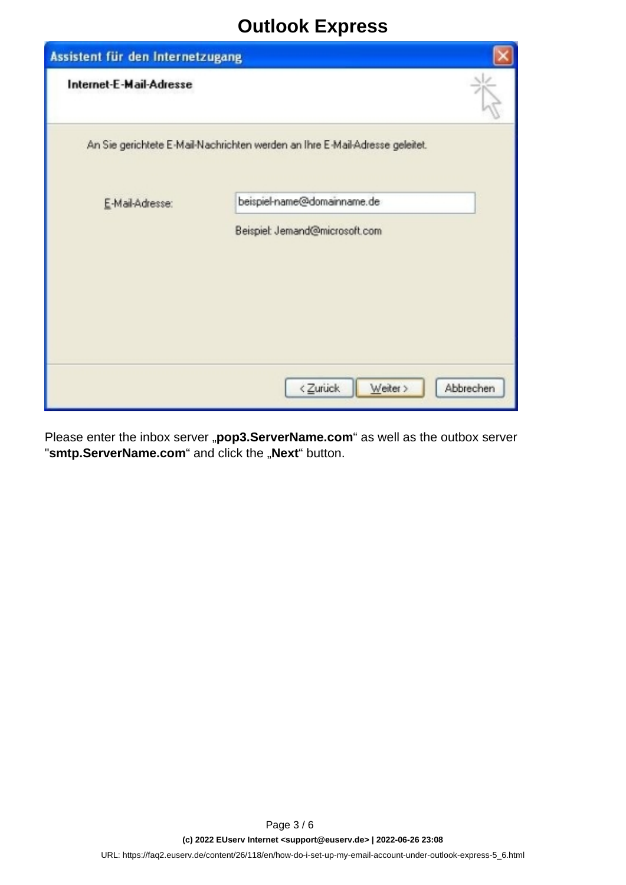Please enter the inbox server „**pop3.ServerName.com**“ as well as the outbox server "**smtp.ServerName.com**“ and click the „**Next**“ button.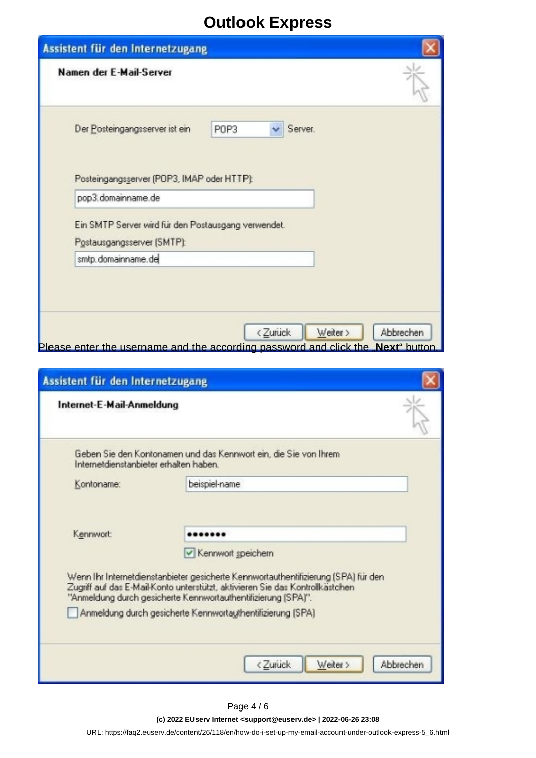# Outlook Express

**Assistent für den Internetzugang**

**Namen der E-Mail-Server**

Der Posteingangsserver ist ein POP3 Server.

Posteingangsserver (POP3, IMAP oder HTTP):

pop3.domainname.de

Ein SMTP Server wird für den Postausgang verwendet.

Postausgangsserver (SMTP):

smtp.domainname.de

< Zurück | Weiter > | Abbrechen

Please enter the username and the according password and click the „**Next**“ button.

**Assistent für den Internetzugang**

**Internet-E-Mail-Anmeldung**

Geben Sie den Kontonamen und das Kennwort ein, die Sie von Ihrem Internetdienstanbieter erhalten haben.

Kontoname: beispiel-name

Kennwort: •••••••

☑ Kennwort speichern

Wenn Ihr Internetdienstanbieter gesicherte Kennwortauthentifizierung (SPA) für den Zugriff auf das E-Mail-Konto unterstützt, aktivieren Sie das Kontrollkästchen "Anmeldung durch gesicherte Kennwortauthentifizierung (SPA)".

☐ Anmeldung durch gesicherte Kennwortauthentifizierung (SPA)

< Zurück | Weiter > | Abbrechen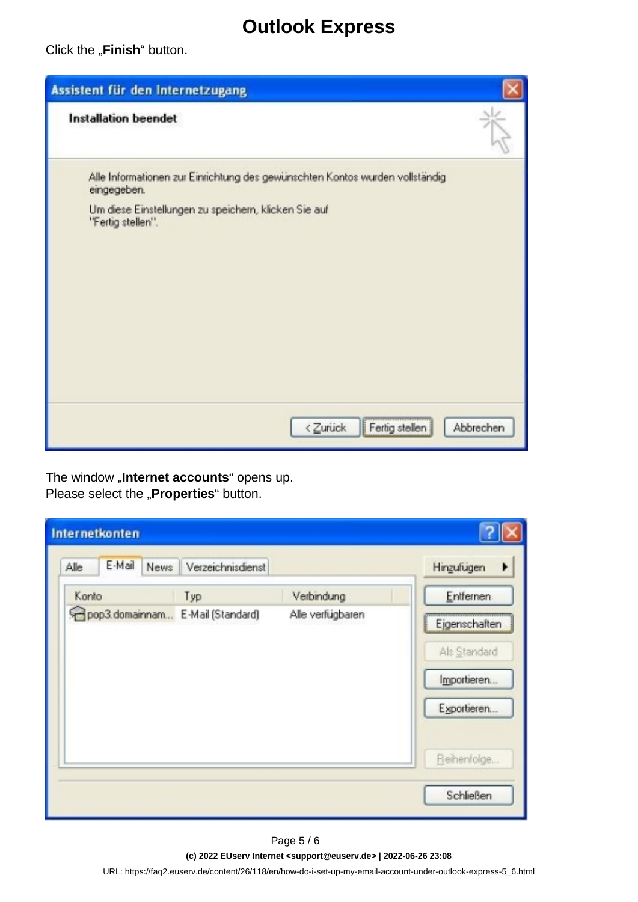# Outlook Express

Click the „**Finish**“ button.

The window „**Internet accounts**“ opens up.
Please select the „**Properties**“ button.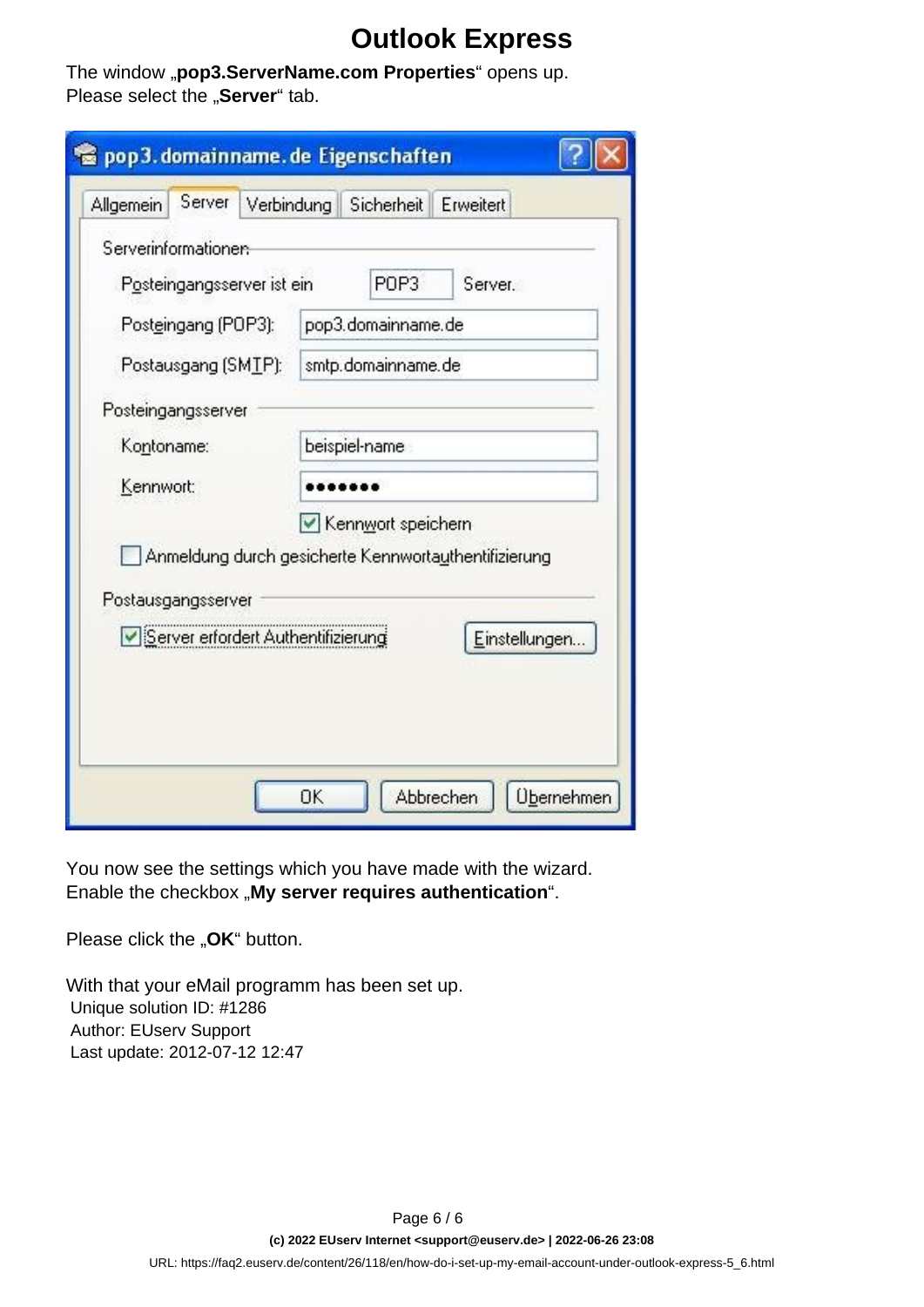The window „**pop3.ServerName.com Properties**“ opens up.
Please select the „**Server**“ tab.

You now see the settings which you have made with the wizard.
Enable the checkbox „**My server requires authentication**“.

Please click the „**OK**“ button.

With that your eMail programm has been set up.

Unique solution ID: #1286
Author: EUserv Support
Last update: 2012-07-12 12:47